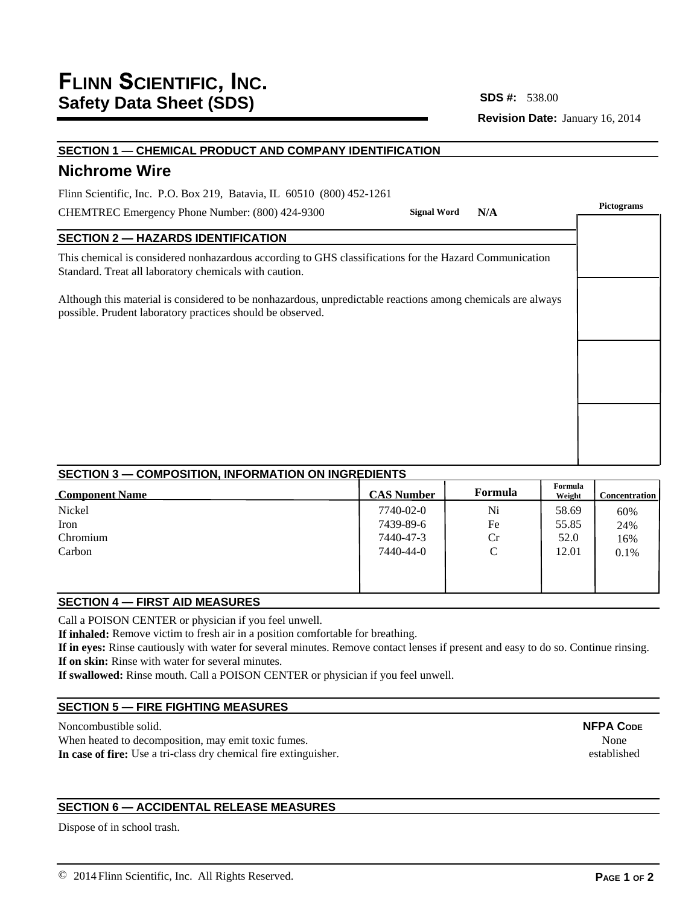# FLINN SCIENTIFIC, INC.
## Safety Data Sheet (SDS)

**SDS #:** 538.00

**Revision Date:** January 16, 2014

### SECTION 1 — CHEMICAL PRODUCT AND COMPANY IDENTIFICATION

## Nichrome Wire

Flinn Scientific, Inc. P.O. Box 219, Batavia, IL 60510 (800) 452-1261

CHEMTREC Emergency Phone Number: (800) 424-9300

**Signal Word** **N/A**

**Pictograms**

### SECTION 2 — HAZARDS IDENTIFICATION

This chemical is considered nonhazardous according to GHS classifications for the Hazard Communication Standard. Treat all laboratory chemicals with caution.

Although this material is considered to be nonhazardous, unpredictable reactions among chemicals are always possible. Prudent laboratory practices should be observed.

### SECTION 3 — COMPOSITION, INFORMATION ON INGREDIENTS

| Component Name | CAS Number | Formula | Formula Weight | Concentration |
|---|---|---|---|---|
| Nickel | 7740-02-0 | Ni | 58.69 | 60% |
| Iron | 7439-89-6 | Fe | 55.85 | 24% |
| Chromium | 7440-47-3 | Cr | 52.0 | 16% |
| Carbon | 7440-44-0 | C | 12.01 | 0.1% |

### SECTION 4 — FIRST AID MEASURES

Call a POISON CENTER or physician if you feel unwell.

**If inhaled:** Remove victim to fresh air in a position comfortable for breathing.

**If in eyes:** Rinse cautiously with water for several minutes. Remove contact lenses if present and easy to do so. Continue rinsing.

**If on skin:** Rinse with water for several minutes.

**If swallowed:** Rinse mouth. Call a POISON CENTER or physician if you feel unwell.

### SECTION 5 — FIRE FIGHTING MEASURES

Noncombustible solid.

When heated to decomposition, may emit toxic fumes.

**In case of fire:** Use a tri-class dry chemical fire extinguisher.

**NFPA CODE**
None established

### SECTION 6 — ACCIDENTAL RELEASE MEASURES

Dispose of in school trash.

© 2014 Flinn Scientific, Inc. All Rights Reserved.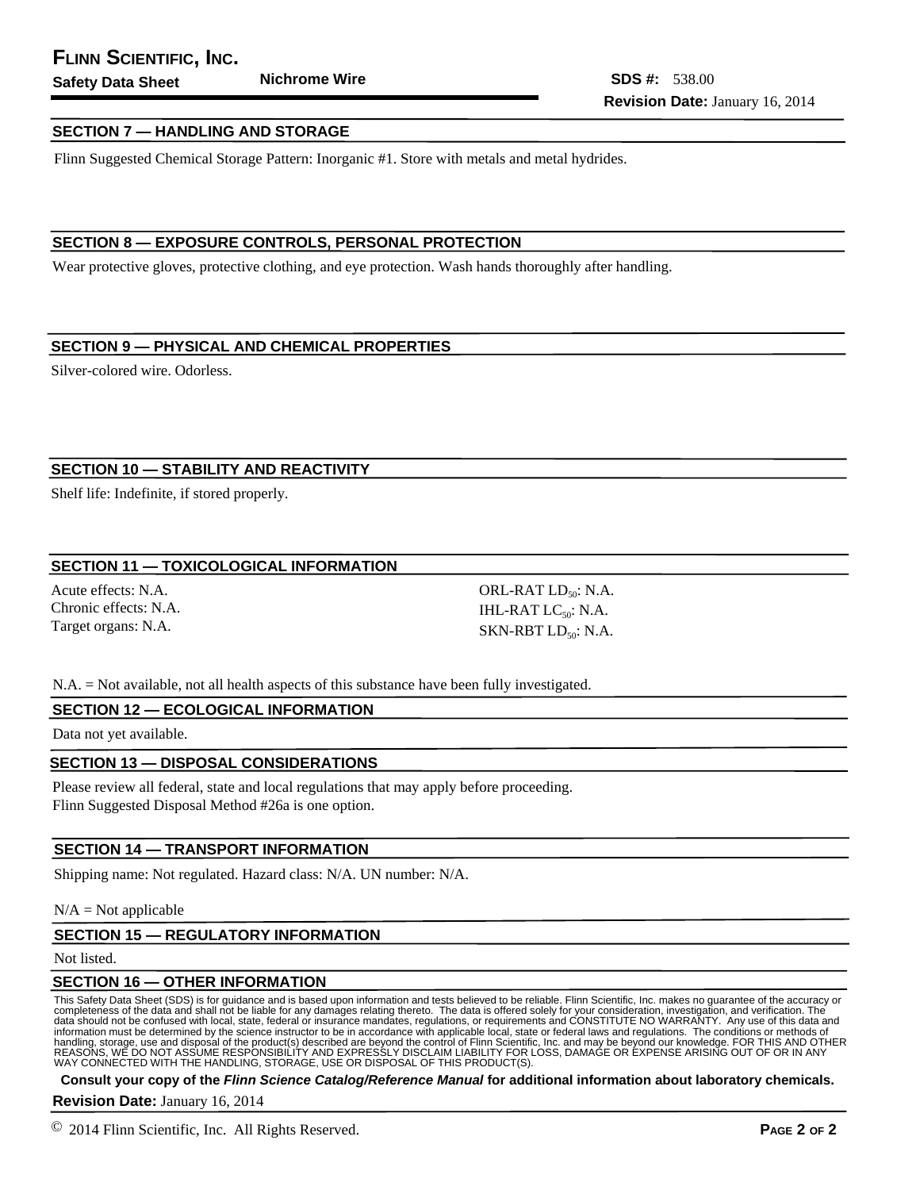## SECTION 7 — HANDLING AND STORAGE

Flinn Suggested Chemical Storage Pattern: Inorganic #1. Store with metals and metal hydrides.

## SECTION 8 — EXPOSURE CONTROLS, PERSONAL PROTECTION

Wear protective gloves, protective clothing, and eye protection. Wash hands thoroughly after handling.

## SECTION 9 — PHYSICAL AND CHEMICAL PROPERTIES

Silver-colored wire. Odorless.

## SECTION 10 — STABILITY AND REACTIVITY

Shelf life: Indefinite, if stored properly.

## SECTION 11 — TOXICOLOGICAL INFORMATION

Acute effects: N.A.
Chronic effects: N.A.
Target organs: N.A.

ORL-RAT $LD_{50}$: N.A.
IHL-RAT $LC_{50}$: N.A.
SKN-RBT $LD_{50}$: N.A.

N.A. = Not available, not all health aspects of this substance have been fully investigated.

## SECTION 12 — ECOLOGICAL INFORMATION

Data not yet available.

## SECTION 13 — DISPOSAL CONSIDERATIONS

Please review all federal, state and local regulations that may apply before proceeding.
Flinn Suggested Disposal Method #26a is one option.

## SECTION 14 — TRANSPORT INFORMATION

Shipping name: Not regulated. Hazard class: N/A. UN number: N/A.

N/A = Not applicable

## SECTION 15 — REGULATORY INFORMATION

Not listed.

## SECTION 16 — OTHER INFORMATION

This Safety Data Sheet (SDS) is for guidance and is based upon information and tests believed to be reliable. Flinn Scientific, Inc. makes no guarantee of the accuracy or completeness of the data and shall not be liable for any damages relating thereto. The data is offered solely for your consideration, investigation, and verification. The data should not be confused with local, state, federal or insurance mandates, regulations, or requirements and CONSTITUTE NO WARRANTY. Any use of this data and information must be determined by the science instructor to be in accordance with applicable local, state or federal laws and regulations. The conditions or methods of handling, storage, use and disposal of the product(s) described are beyond the control of Flinn Scientific, Inc. and may be beyond our knowledge. FOR THIS AND OTHER REASONS, WE DO NOT ASSUME RESPONSIBILITY AND EXPRESSLY DISCLAIM LIABILITY FOR LOSS, DAMAGE OR EXPENSE ARISING OUT OF OR IN ANY WAY CONNECTED WITH THE HANDLING, STORAGE, USE OR DISPOSAL OF THIS PRODUCT(S).

**Consult your copy of the *Flinn Science Catalog/Reference Manual* for additional information about laboratory chemicals.**

**Revision Date:** January 16, 2014

© 2014 Flinn Scientific, Inc. All Rights Reserved.